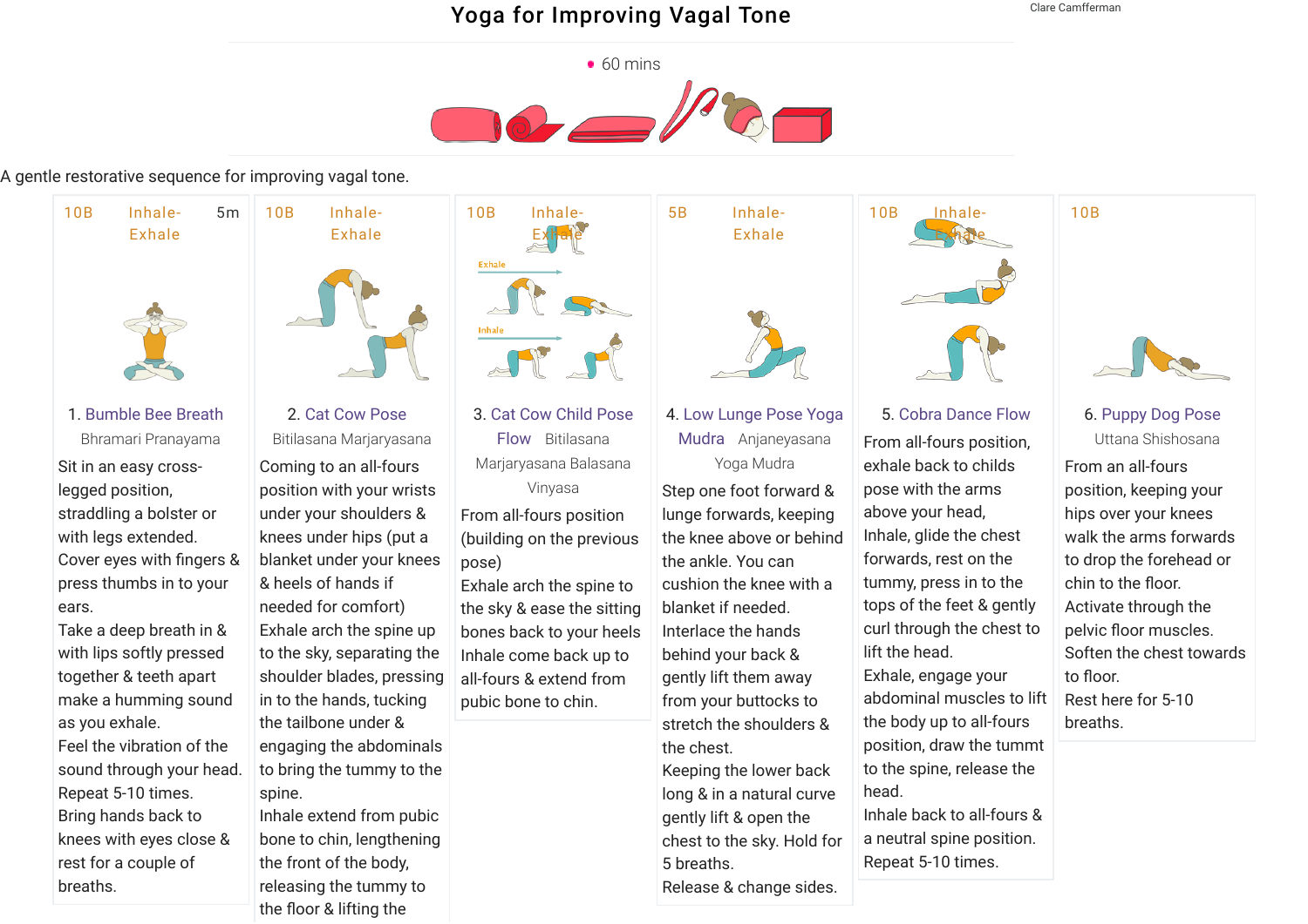# Yoga for Improving Vagal Tone

Clare Camfferman

• 60 mins

A gentle restorative sequence for improving vagal tone.

10B Inhale-Exhale 5m

## 1. Bumble Bee Breath

Bhramari Pranayama

Sit in an easy cross-legged position, straddling a bolster or with legs extended.
Cover eyes with fingers & press thumbs in to your ears.
Take a deep breath in & with lips softly pressed together & teeth apart make a humming sound as you exhale.
Feel the vibration of the sound through your head.
Repeat 5-10 times.
Bring hands back to knees with eyes close & rest for a couple of breaths.

10B Inhale-Exhale

## 2. Cat Cow Pose

Bitilasana Marjaryasana

Coming to an all-fours position with your wrists under your shoulders & knees under hips (put a blanket under your knees & heels of hands if needed for comfort)
Exhale arch the spine up to the sky, separating the shoulder blades, pressing in to the hands, tucking the tailbone under & engaging the abdominals to bring the tummy to the spine.
Inhale extend from pubic bone to chin, lengthening the front of the body, releasing the tummy to the floor & lifting the

10B Inhale-Exhale

## 3. Cat Cow Child Pose Flow

Bitilasana Marjaryasana Balasana Vinyasa

Exhale

Inhale

From all-fours position (building on the previous pose)
Exhale arch the spine to the sky & ease the sitting bones back to your heels
Inhale come back up to all-fours & extend from pubic bone to chin.

5B Inhale-Exhale

## 4. Low Lunge Pose Yoga Mudra

Anjaneyasana Yoga Mudra

Step one foot forward & lunge forwards, keeping the knee above or behind the ankle. You can cushion the knee with a blanket if needed.
Interlace the hands behind your back & gently lift them away from your buttocks to stretch the shoulders & the chest.
Keeping the lower back long & in a natural curve gently lift & open the chest to the sky. Hold for 5 breaths.
Release & change sides.

10B Inhale-Exhale

## 5. Cobra Dance Flow

From all-fours position, exhale back to childs pose with the arms above your head,
Inhale, glide the chest forwards, rest on the tummy, press in to the tops of the feet & gently curl through the chest to lift the head.
Exhale, engage your abdominal muscles to lift the body up to all-fours position, draw the tummt to the spine, release the head.
Inhale back to all-fours & a neutral spine position.
Repeat 5-10 times.

10B

## 6. Puppy Dog Pose

Uttana Shishosana

From an all-fours position, keeping your hips over your knees walk the arms forwards to drop the forehead or chin to the floor.
Activate through the pelvic floor muscles.
Soften the chest towards to floor.
Rest here for 5-10 breaths.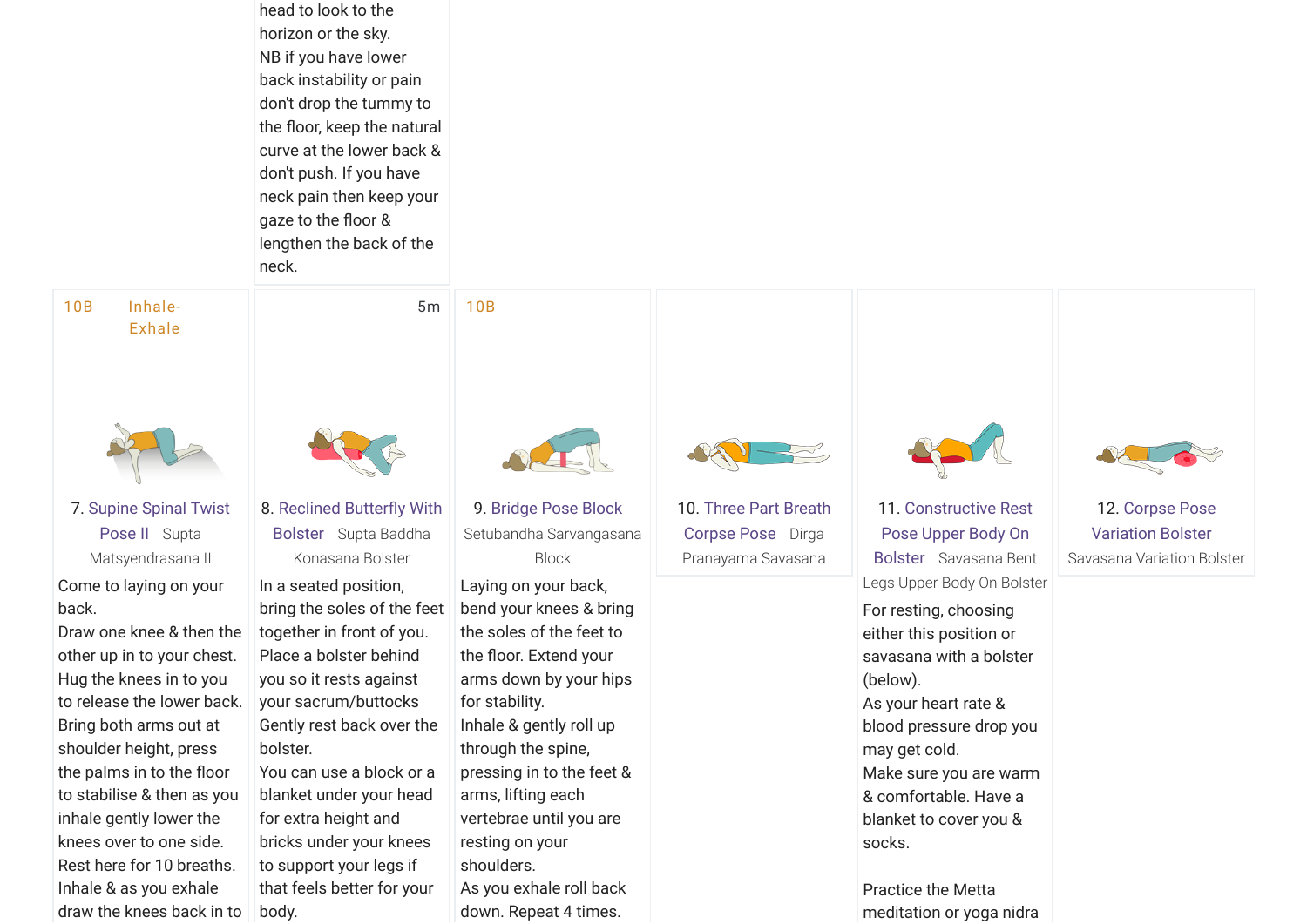head to look to the horizon or the sky.
NB if you have lower back instability or pain don't drop the tummy to the floor, keep the natural curve at the lower back & don't push. If you have neck pain then keep your gaze to the floor & lengthen the back of the neck.

10B Inhale-Exhale

7. Supine Spinal Twist Pose II Supta Matsyendrasana II

Come to laying on your back.
Draw one knee & then the other up in to your chest. Hug the knees in to you to release the lower back.
Bring both arms out at shoulder height, press the palms in to the floor to stabilise & then as you inhale gently lower the knees over to one side.
Rest here for 10 breaths.
Inhale & as you exhale draw the knees back in to

5m

8. Reclined Butterfly With Bolster Supta Baddha Konasana Bolster

In a seated position, bring the soles of the feet together in front of you.
Place a bolster behind you so it rests against your sacrum/buttocks
Gently rest back over the bolster.
You can use a block or a blanket under your head for extra height and bricks under your knees to support your legs if that feels better for your body.

10B

9. Bridge Pose Block Setubandha Sarvangasana Block

Laying on your back, bend your knees & bring the soles of the feet to the floor. Extend your arms down by your hips for stability.
Inhale & gently roll up through the spine, pressing in to the feet & arms, lifting each vertebrae until you are resting on your shoulders.
As you exhale roll back down. Repeat 4 times.

10. Three Part Breath Corpse Pose Dirga Pranayama Savasana

11. Constructive Rest Pose Upper Body On Bolster Savasana Bent Legs Upper Body On Bolster

For resting, choosing either this position or savasana with a bolster (below).
As your heart rate & blood pressure drop you may get cold.
Make sure you are warm & comfortable. Have a blanket to cover you & socks.

Practice the Metta meditation or yoga nidra

12. Corpse Pose Variation Bolster Savasana Variation Bolster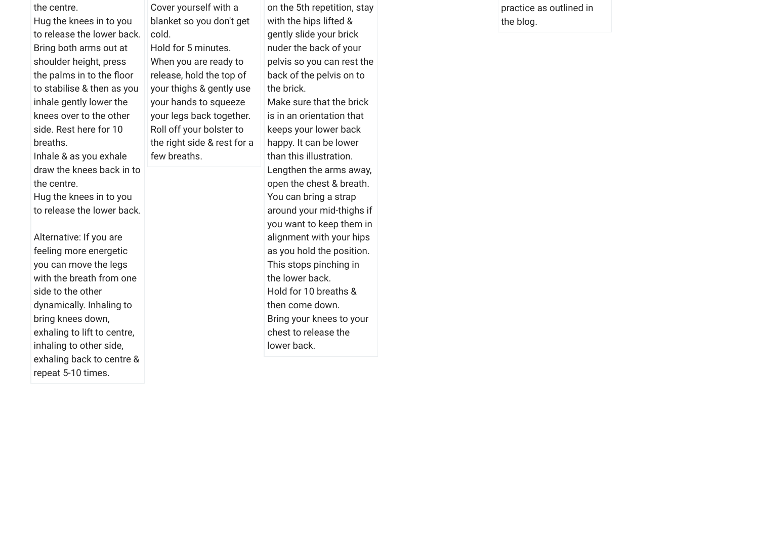the centre.
Hug the knees in to you to release the lower back.
Bring both arms out at shoulder height, press the palms in to the floor to stabilise & then as you inhale gently lower the knees over to the other side. Rest here for 10 breaths.
Inhale & as you exhale draw the knees back in to the centre.
Hug the knees in to you to release the lower back.

Alternative: If you are feeling more energetic you can move the legs with the breath from one side to the other dynamically. Inhaling to bring knees down, exhaling to lift to centre, inhaling to other side, exhaling back to centre & repeat 5-10 times.

Cover yourself with a blanket so you don't get cold.
Hold for 5 minutes.
When you are ready to release, hold the top of your thighs & gently use your hands to squeeze your legs back together.
Roll off your bolster to the right side & rest for a few breaths.

on the 5th repetition, stay with the hips lifted & gently slide your brick nuder the back of your pelvis so you can rest the back of the pelvis on to the brick.
Make sure that the brick is in an orientation that keeps your lower back happy. It can be lower than this illustration.
Lengthen the arms away, open the chest & breath.
You can bring a strap around your mid-thighs if you want to keep them in alignment with your hips as you hold the position. This stops pinching in the lower back.
Hold for 10 breaths & then come down.
Bring your knees to your chest to release the lower back.

practice as outlined in the blog.